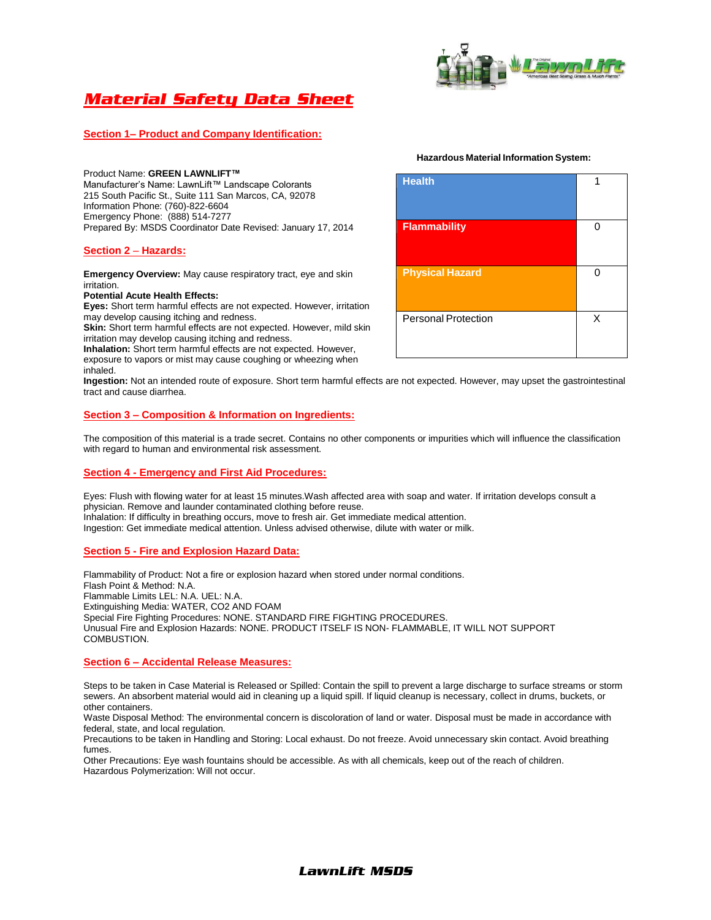# Material Safety Data Sheet

## Section 1– Product and Company Identification:

Product Name: **GREEN LAWNLIFT™**
Manufacturer's Name: LawnLift™ Landscape Colorants
215 South Pacific St., Suite 111 San Marcos, CA, 92078
Information Phone: (760)-822-6604
Emergency Phone: (888) 514-7277
Prepared By: MSDS Coordinator Date Revised: January 17, 2014

**Hazardous Material Information System:**

| Hazard | Rating |
|---|---|
| Health | 1 |
| Flammability | 0 |
| Physical Hazard | 0 |
| Personal Protection | X |

## Section 2 – Hazards:

**Emergency Overview:** May cause respiratory tract, eye and skin irritation.
**Potential Acute Health Effects:**
**Eyes:** Short term harmful effects are not expected. However, irritation may develop causing itching and redness.
**Skin:** Short term harmful effects are not expected. However, mild skin irritation may develop causing itching and redness.
**Inhalation:** Short term harmful effects are not expected. However, exposure to vapors or mist may cause coughing or wheezing when inhaled.
**Ingestion:** Not an intended route of exposure. Short term harmful effects are not expected. However, may upset the gastrointestinal tract and cause diarrhea.

## Section 3 – Composition & Information on Ingredients:

The composition of this material is a trade secret. Contains no other components or impurities which will influence the classification with regard to human and environmental risk assessment.

## Section 4 - Emergency and First Aid Procedures:

Eyes: Flush with flowing water for at least 15 minutes.Wash affected area with soap and water. If irritation develops consult a physician. Remove and launder contaminated clothing before reuse.
Inhalation: If difficulty in breathing occurs, move to fresh air. Get immediate medical attention.
Ingestion: Get immediate medical attention. Unless advised otherwise, dilute with water or milk.

## Section 5 - Fire and Explosion Hazard Data:

Flammability of Product: Not a fire or explosion hazard when stored under normal conditions.
Flash Point & Method: N.A.
Flammable Limits LEL: N.A. UEL: N.A.
Extinguishing Media: WATER, $CO_2$ AND FOAM
Special Fire Fighting Procedures: NONE. STANDARD FIRE FIGHTING PROCEDURES.
Unusual Fire and Explosion Hazards: NONE. PRODUCT ITSELF IS NON- FLAMMABLE, IT WILL NOT SUPPORT COMBUSTION.

## Section 6 – Accidental Release Measures:

Steps to be taken in Case Material is Released or Spilled: Contain the spill to prevent a large discharge to surface streams or storm sewers. An absorbent material would aid in cleaning up a liquid spill. If liquid cleanup is necessary, collect in drums, buckets, or other containers.
Waste Disposal Method: The environmental concern is discoloration of land or water. Disposal must be made in accordance with federal, state, and local regulation.
Precautions to be taken in Handling and Storing: Local exhaust. Do not freeze. Avoid unnecessary skin contact. Avoid breathing fumes.
Other Precautions: Eye wash fountains should be accessible. As with all chemicals, keep out of the reach of children.
Hazardous Polymerization: Will not occur.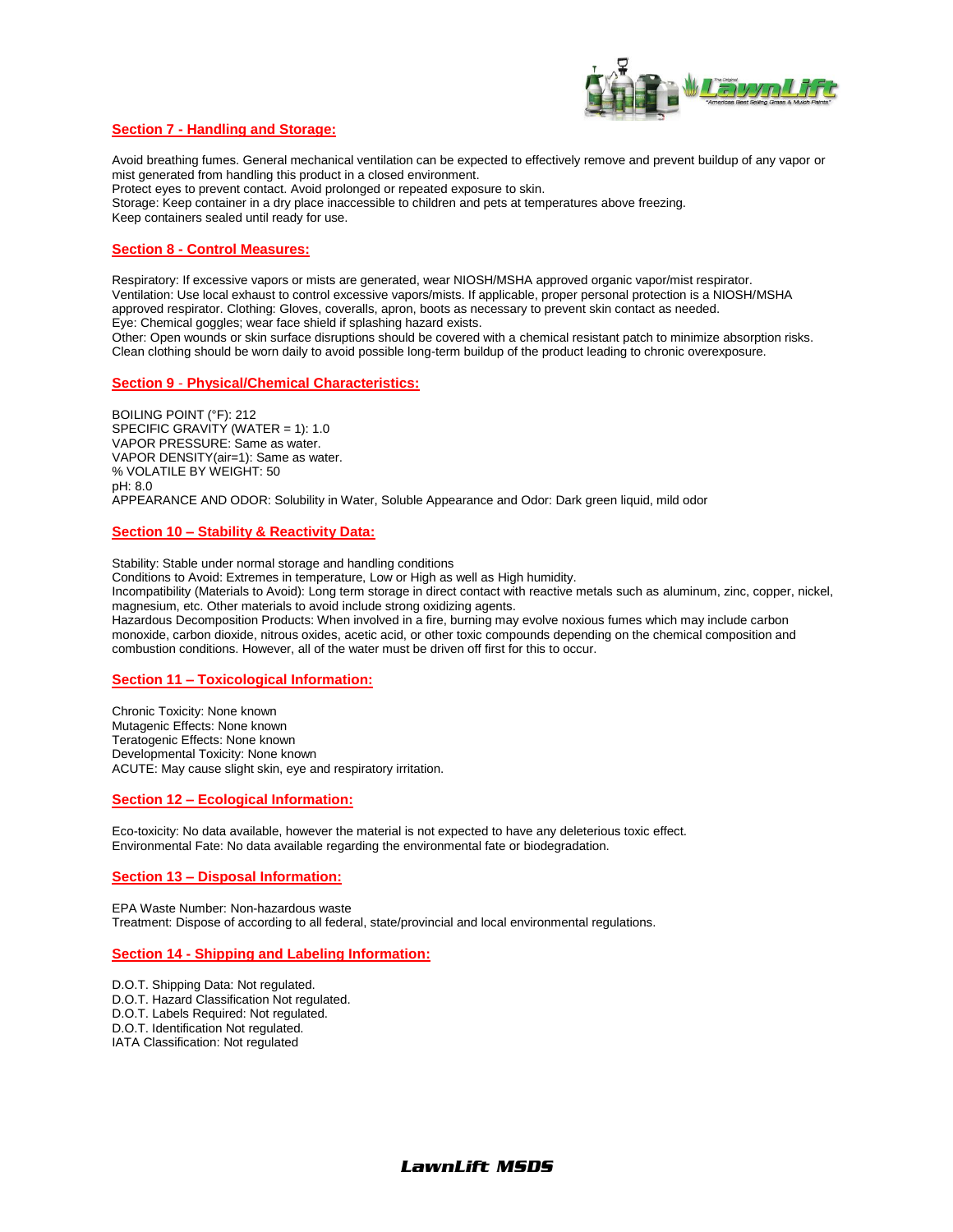## Section 7 - Handling and Storage:

Avoid breathing fumes. General mechanical ventilation can be expected to effectively remove and prevent buildup of any vapor or mist generated from handling this product in a closed environment.
Protect eyes to prevent contact. Avoid prolonged or repeated exposure to skin.
Storage: Keep container in a dry place inaccessible to children and pets at temperatures above freezing.
Keep containers sealed until ready for use.

## Section 8 - Control Measures:

Respiratory: If excessive vapors or mists are generated, wear NIOSH/MSHA approved organic vapor/mist respirator.
Ventilation: Use local exhaust to control excessive vapors/mists. If applicable, proper personal protection is a NIOSH/MSHA approved respirator. Clothing: Gloves, coveralls, apron, boots as necessary to prevent skin contact as needed.
Eye: Chemical goggles; wear face shield if splashing hazard exists.
Other: Open wounds or skin surface disruptions should be covered with a chemical resistant patch to minimize absorption risks. Clean clothing should be worn daily to avoid possible long-term buildup of the product leading to chronic overexposure.

## Section 9 - Physical/Chemical Characteristics:

BOILING POINT (°F): 212
SPECIFIC GRAVITY (WATER = 1): 1.0
VAPOR PRESSURE: Same as water.
VAPOR DENSITY(air=1): Same as water.
% VOLATILE BY WEIGHT: 50
pH: 8.0
APPEARANCE AND ODOR: Solubility in Water, Soluble Appearance and Odor: Dark green liquid, mild odor

## Section 10 – Stability & Reactivity Data:

Stability: Stable under normal storage and handling conditions
Conditions to Avoid: Extremes in temperature, Low or High as well as High humidity.
Incompatibility (Materials to Avoid): Long term storage in direct contact with reactive metals such as aluminum, zinc, copper, nickel, magnesium, etc. Other materials to avoid include strong oxidizing agents.
Hazardous Decomposition Products: When involved in a fire, burning may evolve noxious fumes which may include carbon monoxide, carbon dioxide, nitrous oxides, acetic acid, or other toxic compounds depending on the chemical composition and combustion conditions. However, all of the water must be driven off first for this to occur.

## Section 11 – Toxicological Information:

Chronic Toxicity: None known
Mutagenic Effects: None known
Teratogenic Effects: None known
Developmental Toxicity: None known
ACUTE: May cause slight skin, eye and respiratory irritation.

## Section 12 – Ecological Information:

Eco-toxicity: No data available, however the material is not expected to have any deleterious toxic effect.
Environmental Fate: No data available regarding the environmental fate or biodegradation.

## Section 13 – Disposal Information:

EPA Waste Number: Non-hazardous waste
Treatment: Dispose of according to all federal, state/provincial and local environmental regulations.

## Section 14 - Shipping and Labeling Information:

D.O.T. Shipping Data: Not regulated.
D.O.T. Hazard Classification Not regulated.
D.O.T. Labels Required: Not regulated.
D.O.T. Identification Not regulated.
IATA Classification: Not regulated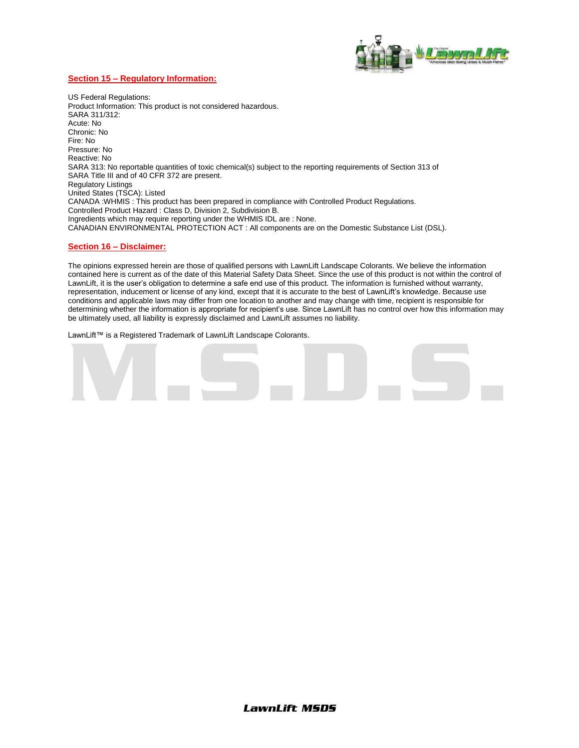## Section 15 – Regulatory Information:

US Federal Regulations:
Product Information: This product is not considered hazardous.
SARA 311/312:
Acute: No
Chronic: No
Fire: No
Pressure: No
Reactive: No
SARA 313: No reportable quantities of toxic chemical(s) subject to the reporting requirements of Section 313 of SARA Title III and of 40 CFR 372 are present.
Regulatory Listings
United States (TSCA): Listed
CANADA :WHMIS : This product has been prepared in compliance with Controlled Product Regulations.
Controlled Product Hazard : Class D, Division 2, Subdivision B.
Ingredients which may require reporting under the WHMIS IDL are : None.
CANADIAN ENVIRONMENTAL PROTECTION ACT : All components are on the Domestic Substance List (DSL).

## Section 16 – Disclaimer:

The opinions expressed herein are those of qualified persons with LawnLift Landscape Colorants. We believe the information contained here is current as of the date of this Material Safety Data Sheet. Since the use of this product is not within the control of LawnLift, it is the user's obligation to determine a safe end use of this product. The information is furnished without warranty, representation, inducement or license of any kind, except that it is accurate to the best of LawnLift's knowledge. Because use conditions and applicable laws may differ from one location to another and may change with time, recipient is responsible for determining whether the information is appropriate for recipient's use. Since LawnLift has no control over how this information may be ultimately used, all liability is expressly disclaimed and LawnLift assumes no liability.

LawnLift™ is a Registered Trademark of LawnLift Landscape Colorants.